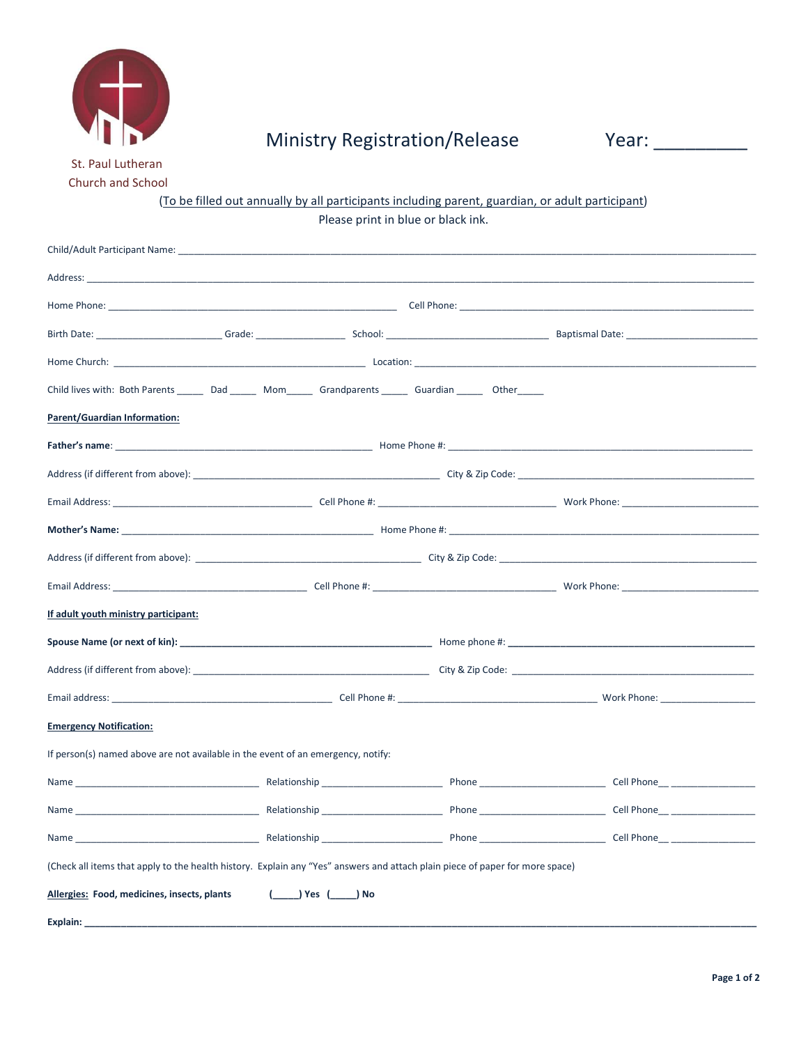St. Paul Lutheran
Church and School

# Ministry Registration/Release

Year: _________

(To be filled out annually by all participants including parent, guardian, or adult participant)

Please print in blue or black ink.

Child/Adult Participant Name: ____________________________________________

Address: ____________________________________________

Home Phone: ______________________________ Cell Phone: ______________________________

Birth Date: ______________ Grade: ____________ School: ____________________ Baptismal Date: ________________

Home Church: ______________________________ Location: ______________________________

Child lives with: Both Parents _____ Dad _____ Mom_____ Grandparents _____ Guardian _____ Other_____

**Parent/Guardian Information:**

**Father's name**: ______________________________ Home Phone #: ______________________________

Address (if different from above): ______________________________ City & Zip Code: ______________________________

Email Address: ________________________ Cell Phone #: ____________________ Work Phone: ________________

**Mother's Name:** ______________________________ Home Phone #: ______________________________

Address (if different from above): ______________________________ City & Zip Code: ______________________________

Email Address: ________________________ Cell Phone #: ____________________ Work Phone: ________________

**If adult youth ministry participant:**

**Spouse Name (or next of kin): ______________________________ Home phone #: ______________________________**

Address (if different from above): ______________________________ City & Zip Code: ______________________________

Email address: ________________________ Cell Phone #: ____________________ Work Phone: ________________

**Emergency Notification:**

If person(s) named above are not available in the event of an emergency, notify:

Name ____________________ Relationship ______________ Phone ______________ Cell Phone__ ____________

Name ____________________ Relationship ______________ Phone ______________ Cell Phone__ ____________

Name ____________________ Relationship ______________ Phone ______________ Cell Phone__ ____________

(Check all items that apply to the health history. Explain any "Yes" answers and attach plain piece of paper for more space)

**Allergies: Food, medicines, insects, plants (_____) Yes (_____) No**

**Explain: ____________________________________________**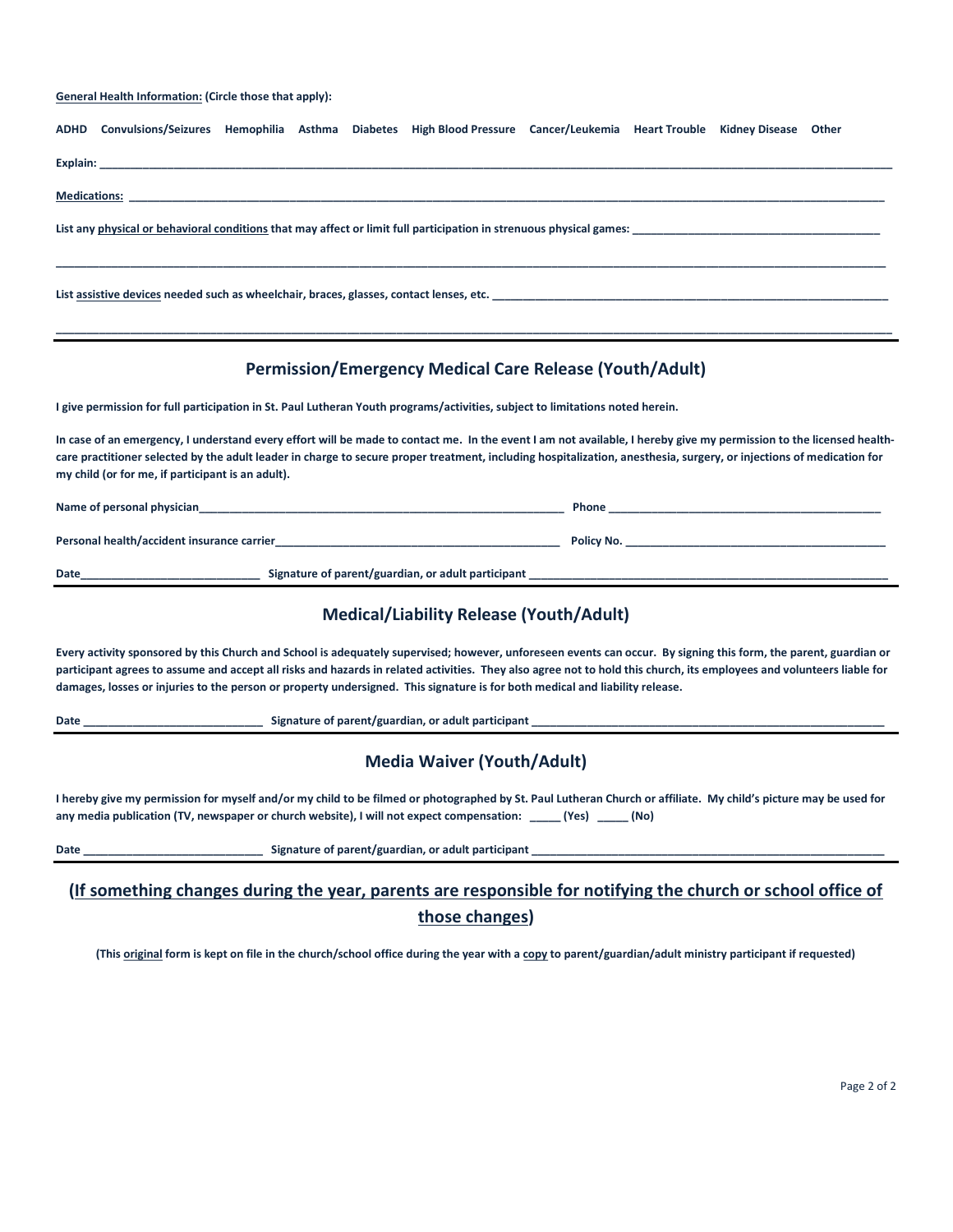**General Health Information: (Circle those that apply):**

**ADHD  Convulsions/Seizures  Hemophilia  Asthma  Diabetes  High Blood Pressure  Cancer/Leukemia  Heart Trouble  Kidney Disease  Other**

**Explain:** ______________________________________________________________________________________________

**Medications:** ______________________________________________________________________________________________

**List any physical or behavioral conditions that may affect or limit full participation in strenuous physical games:** ________________________________________

______________________________________________________________________________________________

**List assistive devices needed such as wheelchair, braces, glasses, contact lenses, etc.** ________________________________________________

______________________________________________________________________________________________

## Permission/Emergency Medical Care Release (Youth/Adult)

**I give permission for full participation in St. Paul Lutheran Youth programs/activities, subject to limitations noted herein.**

**In case of an emergency, I understand every effort will be made to contact me. In the event I am not available, I hereby give my permission to the licensed health-care practitioner selected by the adult leader in charge to secure proper treatment, including hospitalization, anesthesia, surgery, or injections of medication for my child (or for me, if participant is an adult).**

**Name of personal physician**________________________________ **Phone** ________________________________

**Personal health/accident insurance carrier**________________________________ **Policy No.** ________________________________

**Date**____________________ **Signature of parent/guardian, or adult participant** ________________________________

## Medical/Liability Release (Youth/Adult)

**Every activity sponsored by this Church and School is adequately supervised; however, unforeseen events can occur. By signing this form, the parent, guardian or participant agrees to assume and accept all risks and hazards in related activities. They also agree not to hold this church, its employees and volunteers liable for damages, losses or injuries to the person or property undersigned. This signature is for both medical and liability release.**

**Date** ____________________ **Signature of parent/guardian, or adult participant** ________________________________

## Media Waiver (Youth/Adult)

**I hereby give my permission for myself and/or my child to be filmed or photographed by St. Paul Lutheran Church or affiliate. My child's picture may be used for any media publication (TV, newspaper or church website), I will not expect compensation: _____ (Yes) _____ (No)**

**Date** ____________________ **Signature of parent/guardian, or adult participant** ________________________________

## (If something changes during the year, parents are responsible for notifying the church or school office of those changes)

**(This original form is kept on file in the church/school office during the year with a copy to parent/guardian/adult ministry participant if requested)**